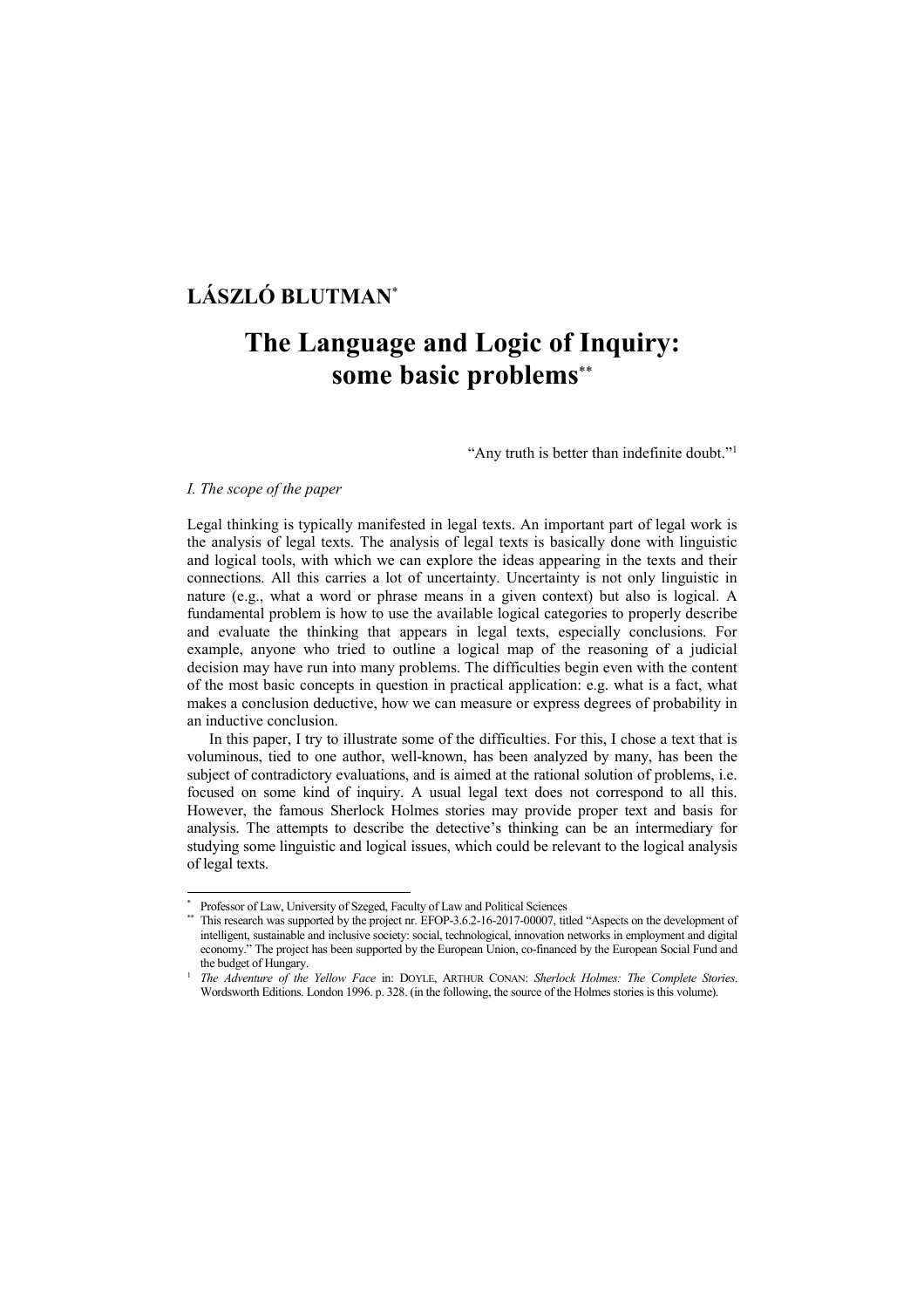# LÁSZLÓ BLUTMAN[*]

# The Language and Logic of Inquiry: some basic problems[**]

"Any truth is better than indefinite doubt."[1]

*I. The scope of the paper*

Legal thinking is typically manifested in legal texts. An important part of legal work is the analysis of legal texts. The analysis of legal texts is basically done with linguistic and logical tools, with which we can explore the ideas appearing in the texts and their connections. All this carries a lot of uncertainty. Uncertainty is not only linguistic in nature (e.g., what a word or phrase means in a given context) but also is logical. A fundamental problem is how to use the available logical categories to properly describe and evaluate the thinking that appears in legal texts, especially conclusions. For example, anyone who tried to outline a logical map of the reasoning of a judicial decision may have run into many problems. The difficulties begin even with the content of the most basic concepts in question in practical application: e.g. what is a fact, what makes a conclusion deductive, how we can measure or express degrees of probability in an inductive conclusion.

In this paper, I try to illustrate some of the difficulties. For this, I chose a text that is voluminous, tied to one author, well-known, has been analyzed by many, has been the subject of contradictory evaluations, and is aimed at the rational solution of problems, i.e. focused on some kind of inquiry. A usual legal text does not correspond to all this. However, the famous Sherlock Holmes stories may provide proper text and basis for analysis. The attempts to describe the detective's thinking can be an intermediary for studying some linguistic and logical issues, which could be relevant to the logical analysis of legal texts.

---

[*] Professor of Law, University of Szeged, Faculty of Law and Political Sciences

[**] This research was supported by the project nr. EFOP-3.6.2-16-2017-00007, titled "Aspects on the development of intelligent, sustainable and inclusive society: social, technological, innovation networks in employment and digital economy." The project has been supported by the European Union, co-financed by the European Social Fund and the budget of Hungary.

[1] *The Adventure of the Yellow Face* in: DOYLE, ARTHUR CONAN: *Sherlock Holmes: The Complete Stories*. Wordsworth Editions. London 1996. p. 328. (in the following, the source of the Holmes stories is this volume).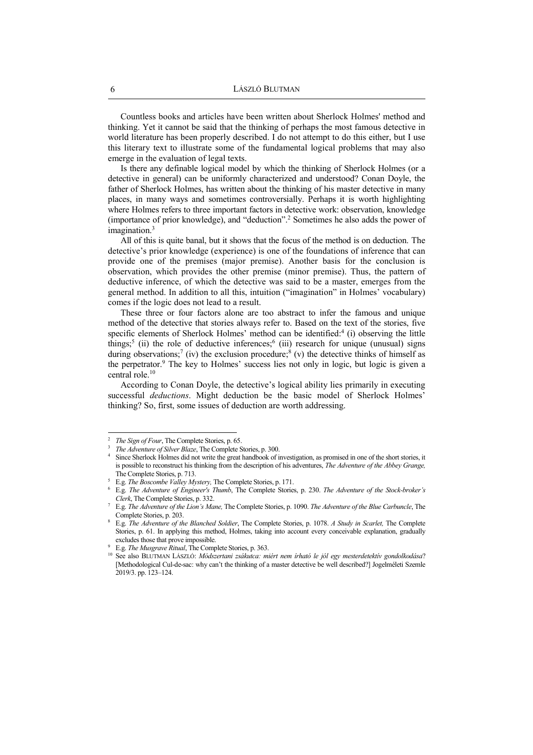Countless books and articles have been written about Sherlock Holmes' method and thinking. Yet it cannot be said that the thinking of perhaps the most famous detective in world literature has been properly described. I do not attempt to do this either, but I use this literary text to illustrate some of the fundamental logical problems that may also emerge in the evaluation of legal texts.

Is there any definable logical model by which the thinking of Sherlock Holmes (or a detective in general) can be uniformly characterized and understood? Conan Doyle, the father of Sherlock Holmes, has written about the thinking of his master detective in many places, in many ways and sometimes controversially. Perhaps it is worth highlighting where Holmes refers to three important factors in detective work: observation, knowledge (importance of prior knowledge), and "deduction".[2] Sometimes he also adds the power of imagination.[3]

All of this is quite banal, but it shows that the focus of the method is on deduction. The detective's prior knowledge (experience) is one of the foundations of inference that can provide one of the premises (major premise). Another basis for the conclusion is observation, which provides the other premise (minor premise). Thus, the pattern of deductive inference, of which the detective was said to be a master, emerges from the general method. In addition to all this, intuition ("imagination" in Holmes' vocabulary) comes if the logic does not lead to a result.

These three or four factors alone are too abstract to infer the famous and unique method of the detective that stories always refer to. Based on the text of the stories, five specific elements of Sherlock Holmes' method can be identified:[4] (i) observing the little things;[5] (ii) the role of deductive inferences;[6] (iii) research for unique (unusual) signs during observations;[7] (iv) the exclusion procedure;[8] (v) the detective thinks of himself as the perpetrator.[9] The key to Holmes' success lies not only in logic, but logic is given a central role.[10]

According to Conan Doyle, the detective's logical ability lies primarily in executing successful *deductions*. Might deduction be the basic model of Sherlock Holmes' thinking? So, first, some issues of deduction are worth addressing.

---

[2] *The Sign of Four*, The Complete Stories, p. 65.

[3] *The Adventure of Silver Blaze*, The Complete Stories, p. 300.

[4] Since Sherlock Holmes did not write the great handbook of investigation, as promised in one of the short stories, it is possible to reconstruct his thinking from the description of his adventures, *The Adventure of the Abbey Grange,* The Complete Stories, p. 713.

[5] E.g. *The Boscombe Valley Mystery,* The Complete Stories, p. 171.

[6] E.g. *The Adventure of Engineer's Thumb*, The Complete Stories, p. 230. *The Adventure of the Stock-broker's Clerk*, The Complete Stories, p. 332.

[7] E.g. *The Adventure of the Lion's Mane,* The Complete Stories, p. 1090. *The Adventure of the Blue Carbuncle*, The Complete Stories, p. 203.

[8] E.g. *The Adventure of the Blanched Soldier*, The Complete Stories, p. 1078. *A Study in Scarlet,* The Complete Stories, p. 61. In applying this method, Holmes, taking into account every conceivable explanation, gradually excludes those that prove impossible.

[9] E.g. *The Musgrave Ritual*, The Complete Stories, p. 363.

[10] See also BLUTMAN LÁSZLÓ: *Módszertani zsákutca: miért nem írható le jól egy mesterdetektív gondolkodása*? [Methodological Cul-de-sac: why can't the thinking of a master detective be well described?] Jogelméleti Szemle 2019/3. pp. 123–124.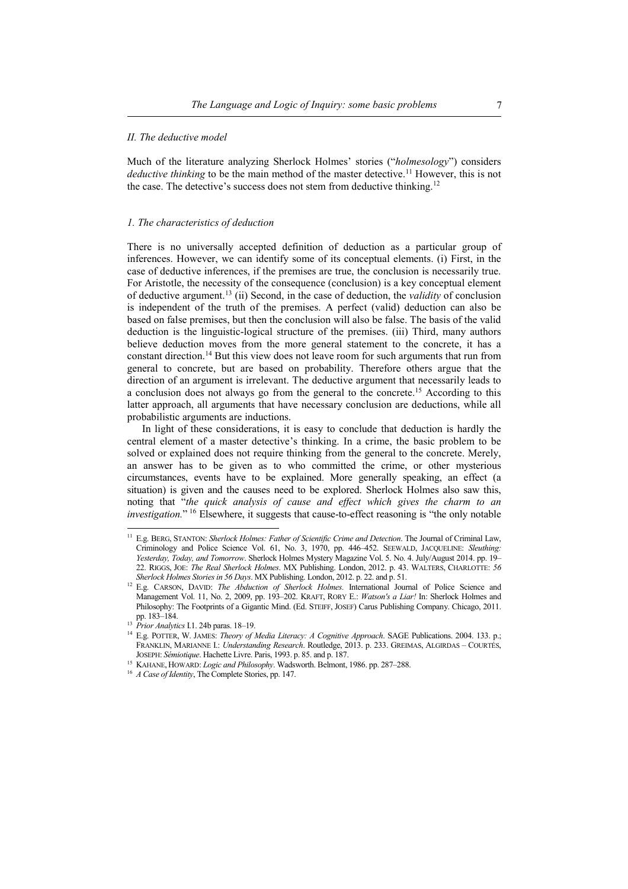*II. The deductive model*

Much of the literature analyzing Sherlock Holmes' stories ("*holmesology*") considers *deductive thinking* to be the main method of the master detective.[11] However, this is not the case. The detective's success does not stem from deductive thinking.[12]

*1. The characteristics of deduction*

There is no universally accepted definition of deduction as a particular group of inferences. However, we can identify some of its conceptual elements. (i) First, in the case of deductive inferences, if the premises are true, the conclusion is necessarily true. For Aristotle, the necessity of the consequence (conclusion) is a key conceptual element of deductive argument.[13] (ii) Second, in the case of deduction, the *validity* of conclusion is independent of the truth of the premises. A perfect (valid) deduction can also be based on false premises, but then the conclusion will also be false. The basis of the valid deduction is the linguistic-logical structure of the premises. (iii) Third, many authors believe deduction moves from the more general statement to the concrete, it has a constant direction.[14] But this view does not leave room for such arguments that run from general to concrete, but are based on probability. Therefore others argue that the direction of an argument is irrelevant. The deductive argument that necessarily leads to a conclusion does not always go from the general to the concrete.[15] According to this latter approach, all arguments that have necessary conclusion are deductions, while all probabilistic arguments are inductions.

In light of these considerations, it is easy to conclude that deduction is hardly the central element of a master detective's thinking. In a crime, the basic problem to be solved or explained does not require thinking from the general to the concrete. Merely, an answer has to be given as to who committed the crime, or other mysterious circumstances, events have to be explained. More generally speaking, an effect (a situation) is given and the causes need to be explored. Sherlock Holmes also saw this, noting that "*the quick analysis of cause and effect which gives the charm to an investigation.*"[16] Elsewhere, it suggests that cause-to-effect reasoning is "the only notable

---

[11] E.g. BERG, STANTON: *Sherlock Holmes: Father of Scientific Crime and Detection*. The Journal of Criminal Law, Criminology and Police Science Vol. 61, No. 3, 1970, pp. 446–452. SEEWALD, JACQUELINE: *Sleuthing: Yesterday, Today, and Tomorrow*. Sherlock Holmes Mystery Magazine Vol. 5. No. 4. July/August 2014. pp. 19–22. RIGGS, JOE: *The Real Sherlock Holmes*. MX Publishing. London, 2012. p. 43. WALTERS, CHARLOTTE: *56 Sherlock Holmes Stories in 56 Days*. MX Publishing. London, 2012. p. 22. and p. 51.

[12] E.g. CARSON, DAVID: *The Abduction of Sherlock Holmes*. International Journal of Police Science and Management Vol. 11, No. 2, 2009, pp. 193–202. KRAFT, RORY E.: *Watson's a Liar!* In: Sherlock Holmes and Philosophy: The Footprints of a Gigantic Mind. (Ed. STEIFF, JOSEF) Carus Publishing Company. Chicago, 2011. pp. 183–184.

[13] *Prior Analytics* I.1. 24b paras. 18–19.

[14] E.g. POTTER, W. JAMES: *Theory of Media Literacy: A Cognitive Approach*. SAGE Publications. 2004. 133. p.; FRANKLIN, MARIANNE I.: *Understanding Research*. Routledge, 2013. p. 233. GREIMAS, ALGIRDAS – COURTÉS, JOSEPH: *Sémiotique*. Hachette Livre. Paris, 1993. p. 85. and p. 187.

[15] KAHANE, HOWARD: *Logic and Philosophy*. Wadsworth. Belmont, 1986. pp. 287–288.

[16] *A Case of Identity*, The Complete Stories, pp. 147.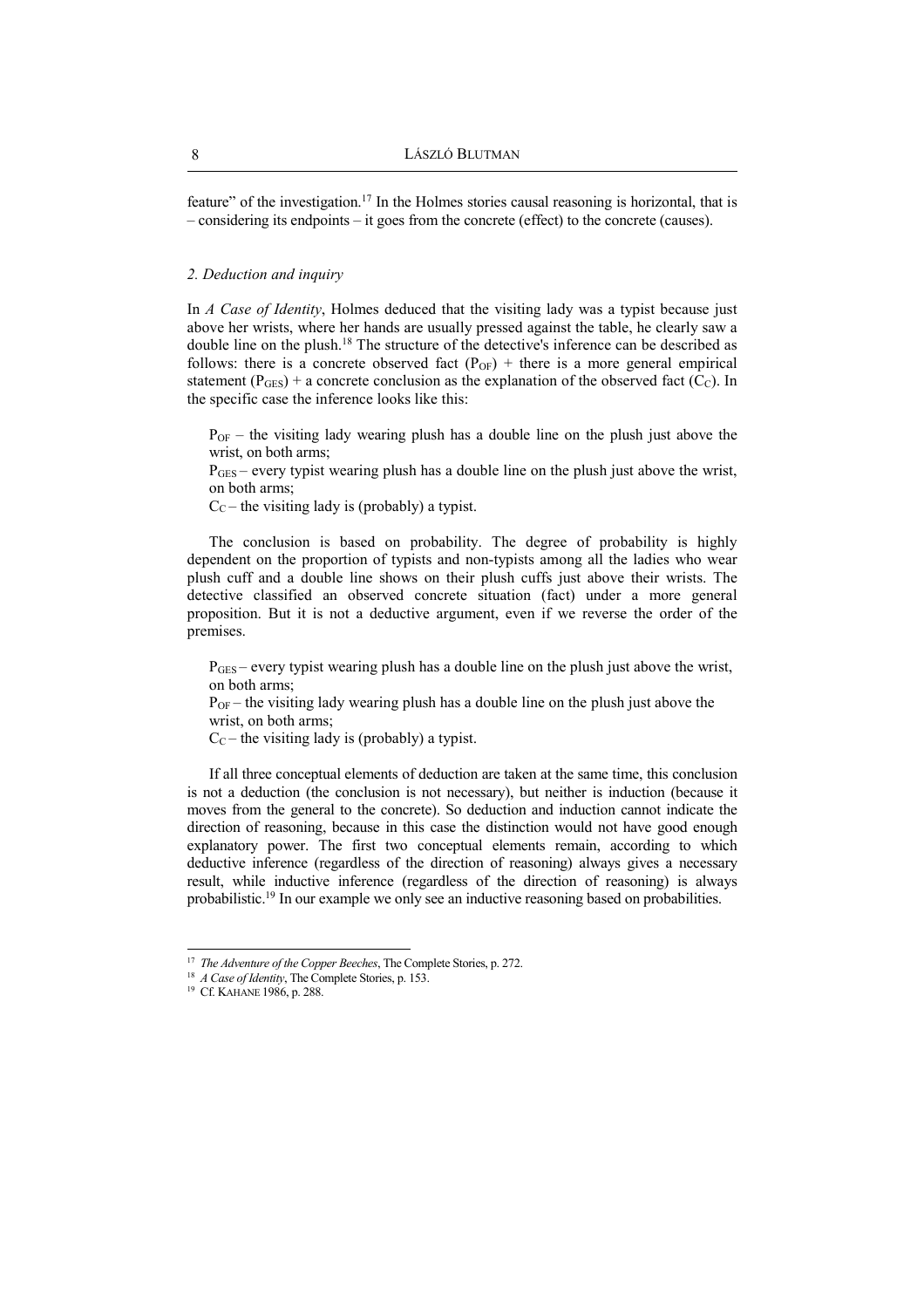feature" of the investigation.[17] In the Holmes stories causal reasoning is horizontal, that is – considering its endpoints – it goes from the concrete (effect) to the concrete (causes).

## *2. Deduction and inquiry*

In *A Case of Identity*, Holmes deduced that the visiting lady was a typist because just above her wrists, where her hands are usually pressed against the table, he clearly saw a double line on the plush.[18] The structure of the detective's inference can be described as follows: there is a concrete observed fact ($P_{OF}$) + there is a more general empirical statement ($P_{GES}$) + a concrete conclusion as the explanation of the observed fact ($C_C$). In the specific case the inference looks like this:

> $P_{OF}$ – the visiting lady wearing plush has a double line on the plush just above the wrist, on both arms;
> $P_{GES}$ – every typist wearing plush has a double line on the plush just above the wrist, on both arms;
> $C_C$ – the visiting lady is (probably) a typist.

The conclusion is based on probability. The degree of probability is highly dependent on the proportion of typists and non-typists among all the ladies who wear plush cuff and a double line shows on their plush cuffs just above their wrists. The detective classified an observed concrete situation (fact) under a more general proposition. But it is not a deductive argument, even if we reverse the order of the premises.

> $P_{GES}$ – every typist wearing plush has a double line on the plush just above the wrist, on both arms;
> $P_{OF}$ – the visiting lady wearing plush has a double line on the plush just above the wrist, on both arms;
> $C_C$ – the visiting lady is (probably) a typist.

If all three conceptual elements of deduction are taken at the same time, this conclusion is not a deduction (the conclusion is not necessary), but neither is induction (because it moves from the general to the concrete). So deduction and induction cannot indicate the direction of reasoning, because in this case the distinction would not have good enough explanatory power. The first two conceptual elements remain, according to which deductive inference (regardless of the direction of reasoning) always gives a necessary result, while inductive inference (regardless of the direction of reasoning) is always probabilistic.[19] In our example we only see an inductive reasoning based on probabilities.

---

[17] *The Adventure of the Copper Beeches*, The Complete Stories, p. 272.

[18] *A Case of Identity*, The Complete Stories, p. 153.

[19] Cf. KAHANE 1986, p. 288.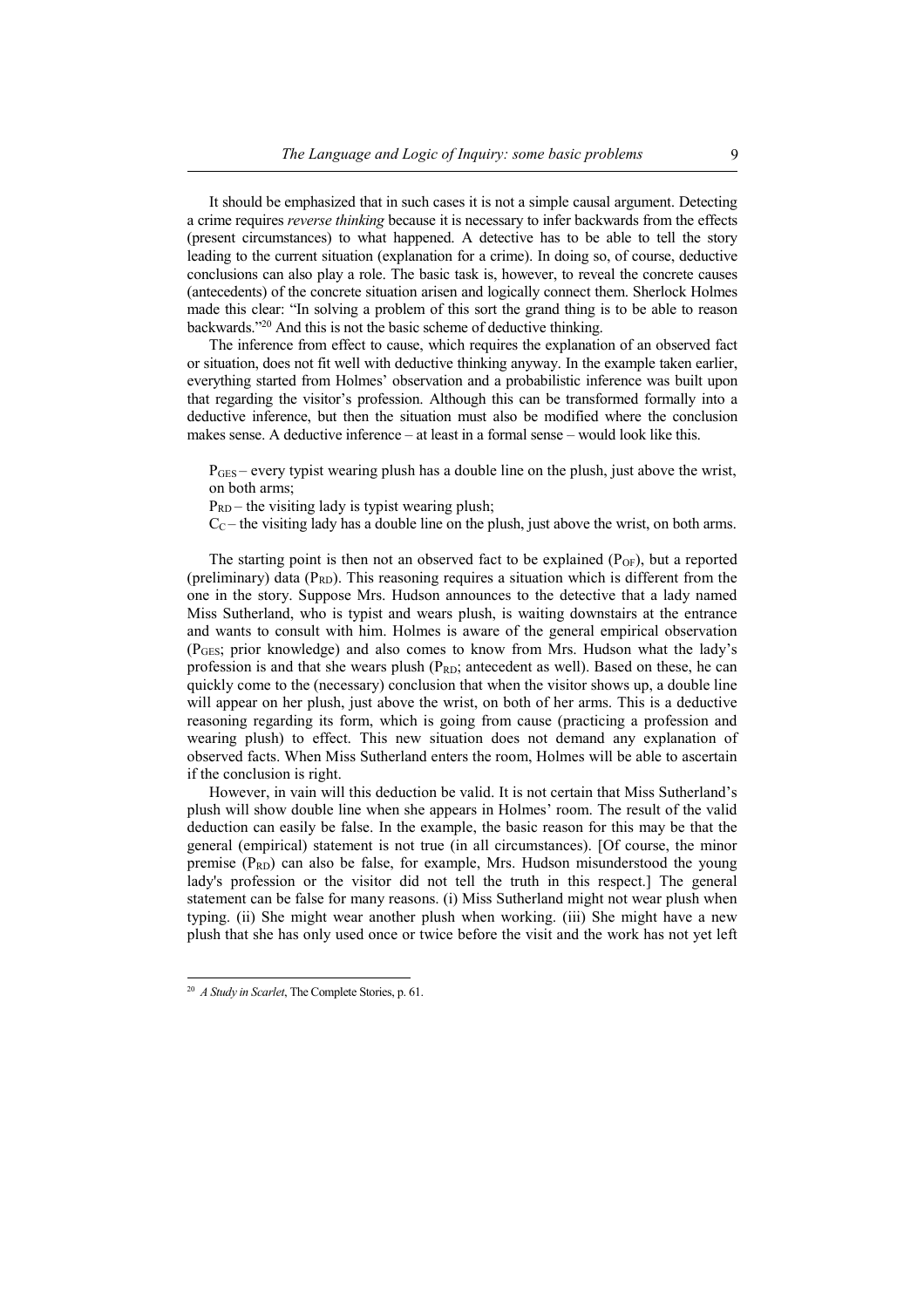It should be emphasized that in such cases it is not a simple causal argument. Detecting a crime requires *reverse thinking* because it is necessary to infer backwards from the effects (present circumstances) to what happened. A detective has to be able to tell the story leading to the current situation (explanation for a crime). In doing so, of course, deductive conclusions can also play a role. The basic task is, however, to reveal the concrete causes (antecedents) of the concrete situation arisen and logically connect them. Sherlock Holmes made this clear: "In solving a problem of this sort the grand thing is to be able to reason backwards."[20] And this is not the basic scheme of deductive thinking.

The inference from effect to cause, which requires the explanation of an observed fact or situation, does not fit well with deductive thinking anyway. In the example taken earlier, everything started from Holmes' observation and a probabilistic inference was built upon that regarding the visitor's profession. Although this can be transformed formally into a deductive inference, but then the situation must also be modified where the conclusion makes sense. A deductive inference – at least in a formal sense – would look like this.

$P_{GES}$ – every typist wearing plush has a double line on the plush, just above the wrist, on both arms;
$P_{RD}$ – the visiting lady is typist wearing plush;
$C_{C}$ – the visiting lady has a double line on the plush, just above the wrist, on both arms.

The starting point is then not an observed fact to be explained ($P_{OF}$), but a reported (preliminary) data ($P_{RD}$). This reasoning requires a situation which is different from the one in the story. Suppose Mrs. Hudson announces to the detective that a lady named Miss Sutherland, who is typist and wears plush, is waiting downstairs at the entrance and wants to consult with him. Holmes is aware of the general empirical observation ($P_{GES}$; prior knowledge) and also comes to know from Mrs. Hudson what the lady's profession is and that she wears plush ($P_{RD}$; antecedent as well). Based on these, he can quickly come to the (necessary) conclusion that when the visitor shows up, a double line will appear on her plush, just above the wrist, on both of her arms. This is a deductive reasoning regarding its form, which is going from cause (practicing a profession and wearing plush) to effect. This new situation does not demand any explanation of observed facts. When Miss Sutherland enters the room, Holmes will be able to ascertain if the conclusion is right.

However, in vain will this deduction be valid. It is not certain that Miss Sutherland's plush will show double line when she appears in Holmes' room. The result of the valid deduction can easily be false. In the example, the basic reason for this may be that the general (empirical) statement is not true (in all circumstances). [Of course, the minor premise ($P_{RD}$) can also be false, for example, Mrs. Hudson misunderstood the young lady's profession or the visitor did not tell the truth in this respect.] The general statement can be false for many reasons. (i) Miss Sutherland might not wear plush when typing. (ii) She might wear another plush when working. (iii) She might have a new plush that she has only used once or twice before the visit and the work has not yet left

[20] *A Study in Scarlet*, The Complete Stories, p. 61.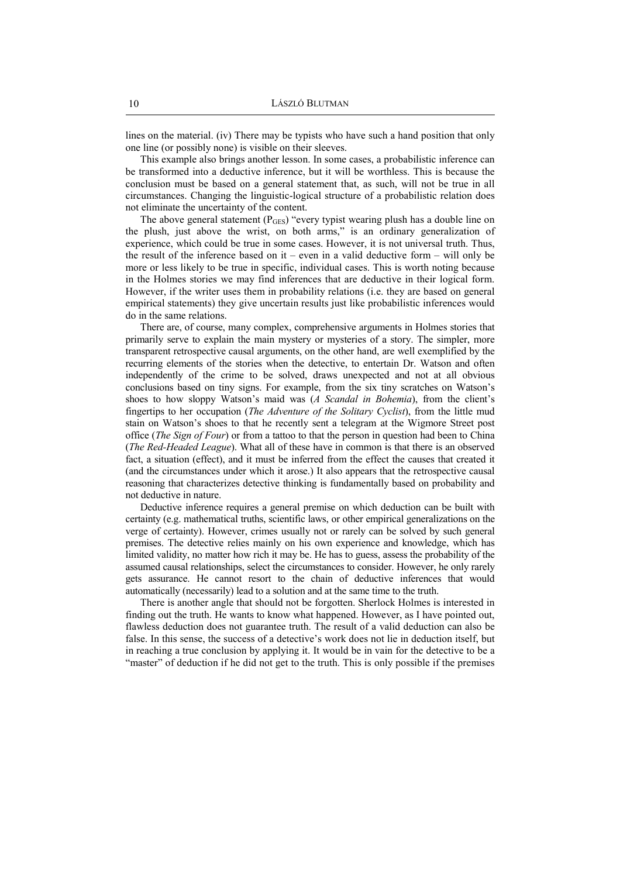lines on the material. (iv) There may be typists who have such a hand position that only one line (or possibly none) is visible on their sleeves.

This example also brings another lesson. In some cases, a probabilistic inference can be transformed into a deductive inference, but it will be worthless. This is because the conclusion must be based on a general statement that, as such, will not be true in all circumstances. Changing the linguistic-logical structure of a probabilistic relation does not eliminate the uncertainty of the content.

The above general statement ($P_{GES}$) "every typist wearing plush has a double line on the plush, just above the wrist, on both arms," is an ordinary generalization of experience, which could be true in some cases. However, it is not universal truth. Thus, the result of the inference based on it – even in a valid deductive form – will only be more or less likely to be true in specific, individual cases. This is worth noting because in the Holmes stories we may find inferences that are deductive in their logical form. However, if the writer uses them in probability relations (i.e. they are based on general empirical statements) they give uncertain results just like probabilistic inferences would do in the same relations.

There are, of course, many complex, comprehensive arguments in Holmes stories that primarily serve to explain the main mystery or mysteries of a story. The simpler, more transparent retrospective causal arguments, on the other hand, are well exemplified by the recurring elements of the stories when the detective, to entertain Dr. Watson and often independently of the crime to be solved, draws unexpected and not at all obvious conclusions based on tiny signs. For example, from the six tiny scratches on Watson's shoes to how sloppy Watson's maid was (*A Scandal in Bohemia*), from the client's fingertips to her occupation (*The Adventure of the Solitary Cyclist*), from the little mud stain on Watson's shoes to that he recently sent a telegram at the Wigmore Street post office (*The Sign of Four*) or from a tattoo to that the person in question had been to China (*The Red-Headed League*). What all of these have in common is that there is an observed fact, a situation (effect), and it must be inferred from the effect the causes that created it (and the circumstances under which it arose.) It also appears that the retrospective causal reasoning that characterizes detective thinking is fundamentally based on probability and not deductive in nature.

Deductive inference requires a general premise on which deduction can be built with certainty (e.g. mathematical truths, scientific laws, or other empirical generalizations on the verge of certainty). However, crimes usually not or rarely can be solved by such general premises. The detective relies mainly on his own experience and knowledge, which has limited validity, no matter how rich it may be. He has to guess, assess the probability of the assumed causal relationships, select the circumstances to consider. However, he only rarely gets assurance. He cannot resort to the chain of deductive inferences that would automatically (necessarily) lead to a solution and at the same time to the truth.

There is another angle that should not be forgotten. Sherlock Holmes is interested in finding out the truth. He wants to know what happened. However, as I have pointed out, flawless deduction does not guarantee truth. The result of a valid deduction can also be false. In this sense, the success of a detective's work does not lie in deduction itself, but in reaching a true conclusion by applying it. It would be in vain for the detective to be a "master" of deduction if he did not get to the truth. This is only possible if the premises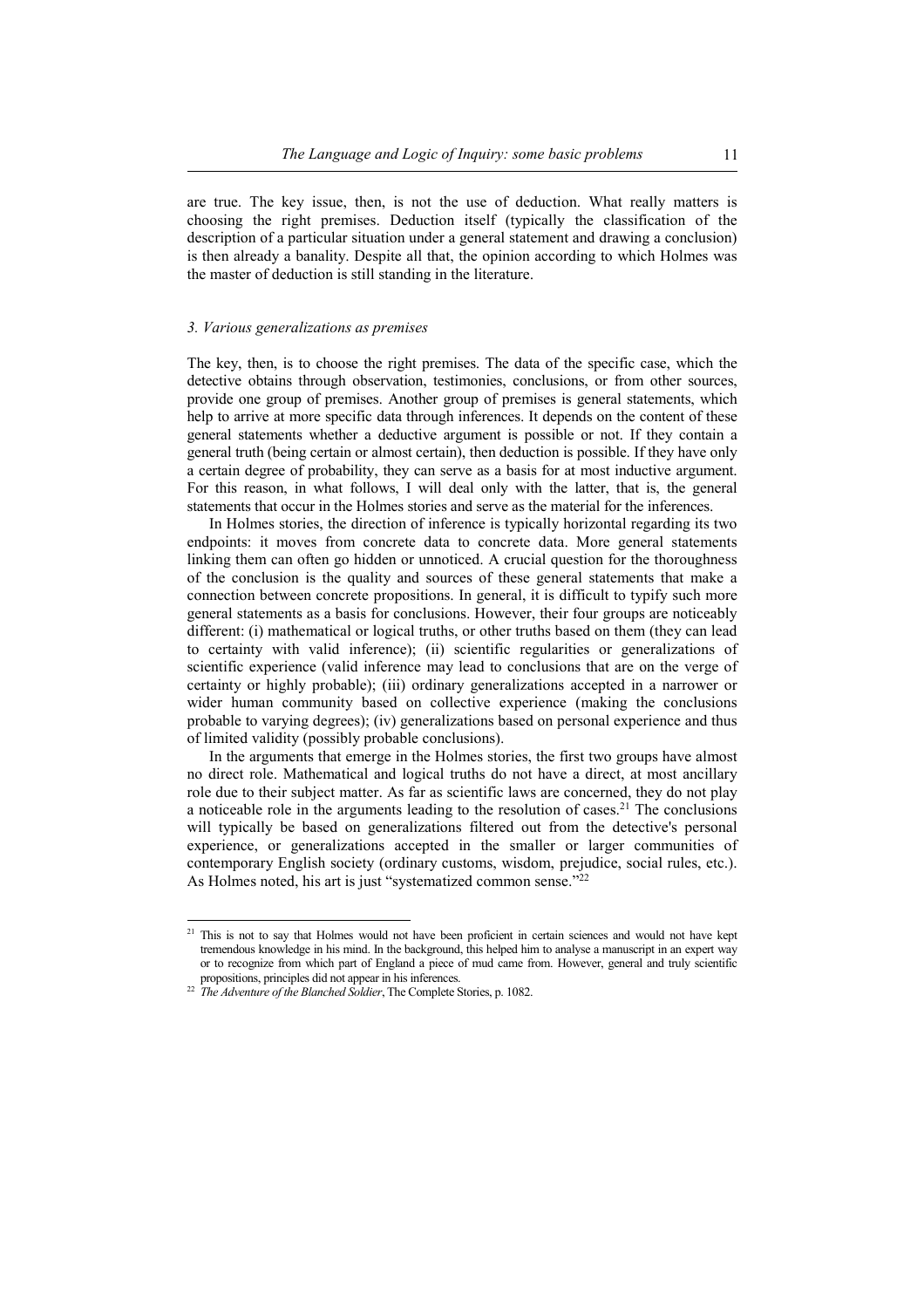are true. The key issue, then, is not the use of deduction. What really matters is choosing the right premises. Deduction itself (typically the classification of the description of a particular situation under a general statement and drawing a conclusion) is then already a banality. Despite all that, the opinion according to which Holmes was the master of deduction is still standing in the literature.

### *3. Various generalizations as premises*

The key, then, is to choose the right premises. The data of the specific case, which the detective obtains through observation, testimonies, conclusions, or from other sources, provide one group of premises. Another group of premises is general statements, which help to arrive at more specific data through inferences. It depends on the content of these general statements whether a deductive argument is possible or not. If they contain a general truth (being certain or almost certain), then deduction is possible. If they have only a certain degree of probability, they can serve as a basis for at most inductive argument. For this reason, in what follows, I will deal only with the latter, that is, the general statements that occur in the Holmes stories and serve as the material for the inferences.

In Holmes stories, the direction of inference is typically horizontal regarding its two endpoints: it moves from concrete data to concrete data. More general statements linking them can often go hidden or unnoticed. A crucial question for the thoroughness of the conclusion is the quality and sources of these general statements that make a connection between concrete propositions. In general, it is difficult to typify such more general statements as a basis for conclusions. However, their four groups are noticeably different: (i) mathematical or logical truths, or other truths based on them (they can lead to certainty with valid inference); (ii) scientific regularities or generalizations of scientific experience (valid inference may lead to conclusions that are on the verge of certainty or highly probable); (iii) ordinary generalizations accepted in a narrower or wider human community based on collective experience (making the conclusions probable to varying degrees); (iv) generalizations based on personal experience and thus of limited validity (possibly probable conclusions).

In the arguments that emerge in the Holmes stories, the first two groups have almost no direct role. Mathematical and logical truths do not have a direct, at most ancillary role due to their subject matter. As far as scientific laws are concerned, they do not play a noticeable role in the arguments leading to the resolution of cases.[21] The conclusions will typically be based on generalizations filtered out from the detective's personal experience, or generalizations accepted in the smaller or larger communities of contemporary English society (ordinary customs, wisdom, prejudice, social rules, etc.). As Holmes noted, his art is just "systematized common sense."[22]

---

[21] This is not to say that Holmes would not have been proficient in certain sciences and would not have kept tremendous knowledge in his mind. In the background, this helped him to analyse a manuscript in an expert way or to recognize from which part of England a piece of mud came from. However, general and truly scientific propositions, principles did not appear in his inferences.

[22] *The Adventure of the Blanched Soldier*, The Complete Stories, p. 1082.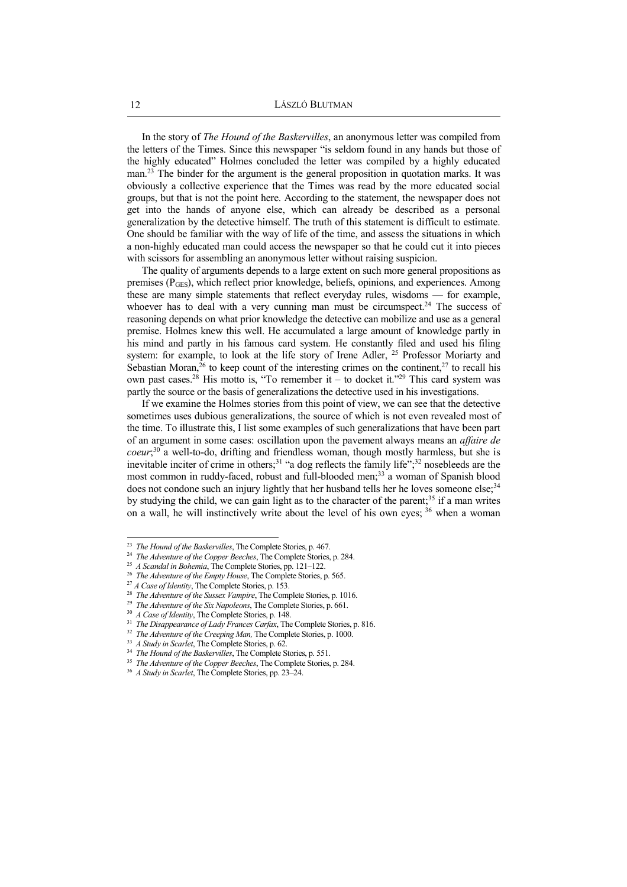In the story of *The Hound of the Baskervilles*, an anonymous letter was compiled from the letters of the Times. Since this newspaper "is seldom found in any hands but those of the highly educated" Holmes concluded the letter was compiled by a highly educated man.[23] The binder for the argument is the general proposition in quotation marks. It was obviously a collective experience that the Times was read by the more educated social groups, but that is not the point here. According to the statement, the newspaper does not get into the hands of anyone else, which can already be described as a personal generalization by the detective himself. The truth of this statement is difficult to estimate. One should be familiar with the way of life of the time, and assess the situations in which a non-highly educated man could access the newspaper so that he could cut it into pieces with scissors for assembling an anonymous letter without raising suspicion.

The quality of arguments depends to a large extent on such more general propositions as premises ($P_{GES}$), which reflect prior knowledge, beliefs, opinions, and experiences. Among these are many simple statements that reflect everyday rules, wisdoms — for example, whoever has to deal with a very cunning man must be circumspect.[24] The success of reasoning depends on what prior knowledge the detective can mobilize and use as a general premise. Holmes knew this well. He accumulated a large amount of knowledge partly in his mind and partly in his famous card system. He constantly filed and used his filing system: for example, to look at the life story of Irene Adler, [25] Professor Moriarty and Sebastian Moran,[26] to keep count of the interesting crimes on the continent,[27] to recall his own past cases.[28] His motto is, "To remember it – to docket it."[29] This card system was partly the source or the basis of generalizations the detective used in his investigations.

If we examine the Holmes stories from this point of view, we can see that the detective sometimes uses dubious generalizations, the source of which is not even revealed most of the time. To illustrate this, I list some examples of such generalizations that have been part of an argument in some cases: oscillation upon the pavement always means an *affaire de coeur*;[30] a well-to-do, drifting and friendless woman, though mostly harmless, but she is inevitable inciter of crime in others;[31] "a dog reflects the family life";[32] nosebleeds are the most common in ruddy-faced, robust and full-blooded men;[33] a woman of Spanish blood does not condone such an injury lightly that her husband tells her he loves someone else;[34] by studying the child, we can gain light as to the character of the parent;[35] if a man writes on a wall, he will instinctively write about the level of his own eyes; [36] when a woman

---

[23] *The Hound of the Baskervilles*, The Complete Stories, p. 467.

[24] *The Adventure of the Copper Beeches*, The Complete Stories, p. 284.

[25] *A Scandal in Bohemia*, The Complete Stories, pp. 121–122.

[26] *The Adventure of the Empty House*, The Complete Stories, p. 565.

[27] *A Case of Identity*, The Complete Stories, p. 153.

[28] *The Adventure of the Sussex Vampire*, The Complete Stories, p. 1016.

[29] *The Adventure of the Six Napoleons*, The Complete Stories, p. 661.

[30] *A Case of Identity*, The Complete Stories, p. 148.

[31] *The Disappearance of Lady Frances Carfax*, The Complete Stories, p. 816.

[32] *The Adventure of the Creeping Man,* The Complete Stories, p. 1000.

[33] *A Study in Scarlet*, The Complete Stories, p. 62.

[34] *The Hound of the Baskervilles*, The Complete Stories, p. 551.

[35] *The Adventure of the Copper Beeches*, The Complete Stories, p. 284.

[36] *A Study in Scarlet*, The Complete Stories, pp. 23–24.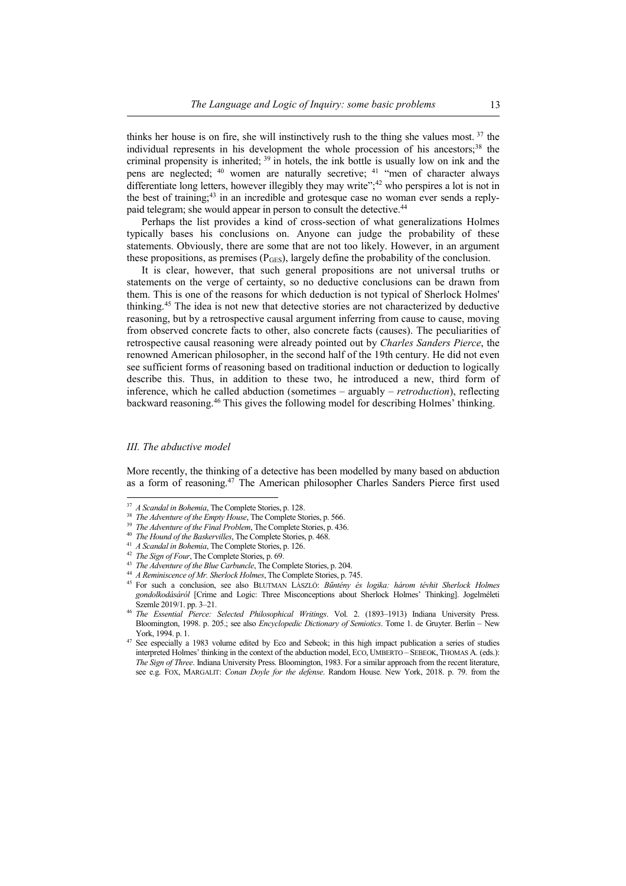thinks her house is on fire, she will instinctively rush to the thing she values most. [37] the individual represents in his development the whole procession of his ancestors;[38] the criminal propensity is inherited; [39] in hotels, the ink bottle is usually low on ink and the pens are neglected; [40] women are naturally secretive; [41] "men of character always differentiate long letters, however illegibly they may write";[42] who perspires a lot is not in the best of training;[43] in an incredible and grotesque case no woman ever sends a reply-paid telegram; she would appear in person to consult the detective.[44]

Perhaps the list provides a kind of cross-section of what generalizations Holmes typically bases his conclusions on. Anyone can judge the probability of these statements. Obviously, there are some that are not too likely. However, in an argument these propositions, as premises ($P_{GES}$), largely define the probability of the conclusion.

It is clear, however, that such general propositions are not universal truths or statements on the verge of certainty, so no deductive conclusions can be drawn from them. This is one of the reasons for which deduction is not typical of Sherlock Holmes' thinking.[45] The idea is not new that detective stories are not characterized by deductive reasoning, but by a retrospective causal argument inferring from cause to cause, moving from observed concrete facts to other, also concrete facts (causes). The peculiarities of retrospective causal reasoning were already pointed out by *Charles Sanders Pierce*, the renowned American philosopher, in the second half of the 19th century. He did not even see sufficient forms of reasoning based on traditional induction or deduction to logically describe this. Thus, in addition to these two, he introduced a new, third form of inference, which he called abduction (sometimes – arguably – *retroduction*), reflecting backward reasoning.[46] This gives the following model for describing Holmes' thinking.

### *III. The abductive model*

More recently, the thinking of a detective has been modelled by many based on abduction as a form of reasoning.[47] The American philosopher Charles Sanders Pierce first used

---

[37] *A Scandal in Bohemia*, The Complete Stories, p. 128.

[38] *The Adventure of the Empty House*, The Complete Stories, p. 566.

[39] *The Adventure of the Final Problem*, The Complete Stories, p. 436.

[40] *The Hound of the Baskervilles*, The Complete Stories, p. 468.

[41] *A Scandal in Bohemia*, The Complete Stories, p. 126.

[42] *The Sign of Four*, The Complete Stories, p. 69.

[43] *The Adventure of the Blue Carbuncle*, The Complete Stories, p. 204.

[44] *A Reminiscence of Mr. Sherlock Holmes*, The Complete Stories, p. 745.

[45] For such a conclusion, see also BLUTMAN LÁSZLÓ: *Bűntény és logika: három tévhit Sherlock Holmes gondolkodásáról* [Crime and Logic: Three Misconceptions about Sherlock Holmes' Thinking]. Jogelméleti Szemle 2019/1. pp. 3–21.

[46] *The Essential Pierce: Selected Philosophical Writings*. Vol. 2. (1893–1913) Indiana University Press. Bloomington, 1998. p. 205.; see also *Encyclopedic Dictionary of Semiotics*. Tome 1. de Gruyter. Berlin – New York, 1994. p. 1.

[47] See especially a 1983 volume edited by Eco and Sebeok; in this high impact publication a series of studies interpreted Holmes' thinking in the context of the abduction model, ECO, UMBERTO – SEBEOK, THOMAS A. (eds.): *The Sign of Three*. Indiana University Press. Bloomington, 1983. For a similar approach from the recent literature, see e.g. FOX, MARGALIT: *Conan Doyle for the defense*. Random House. New York, 2018. p. 79. from the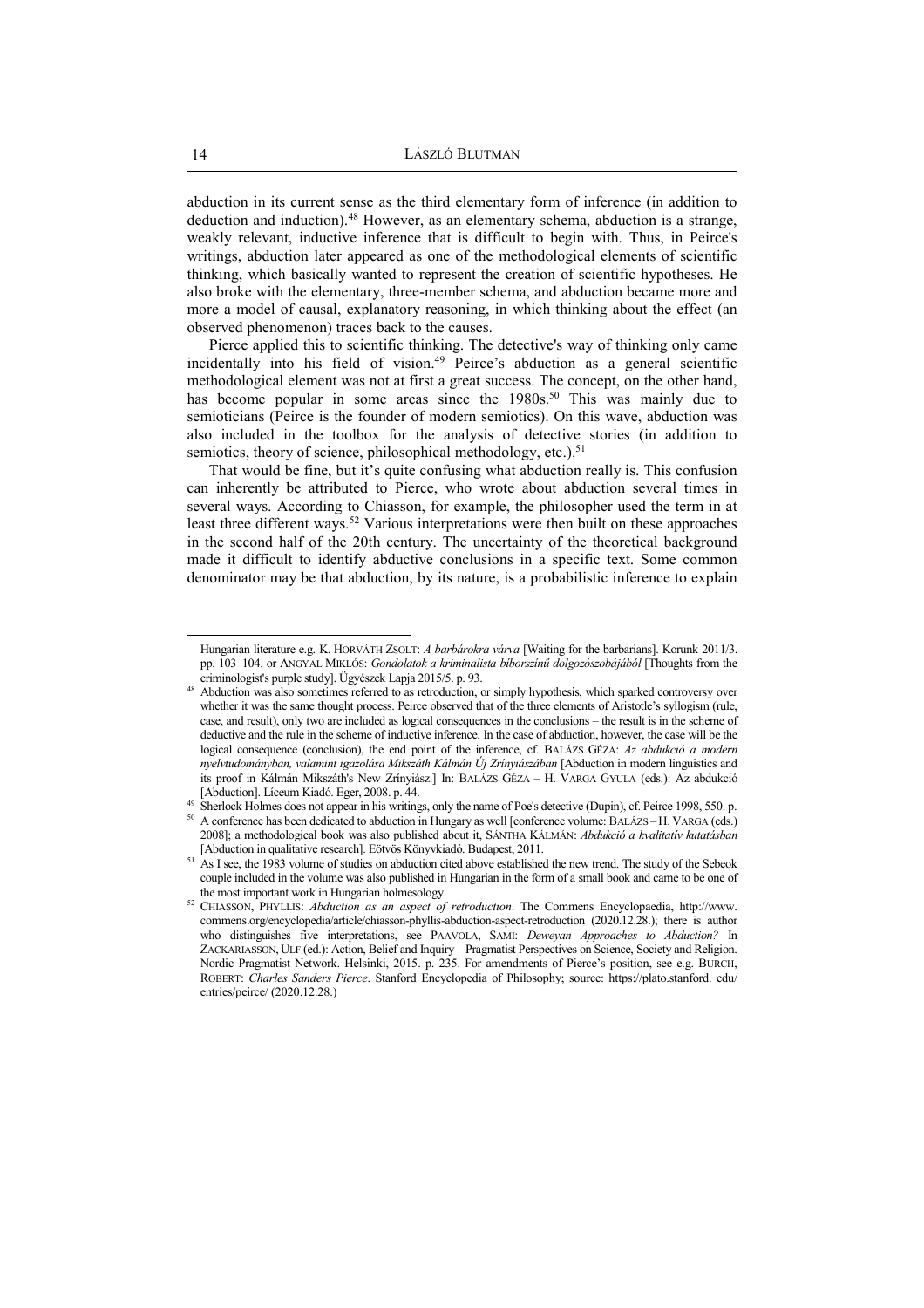abduction in its current sense as the third elementary form of inference (in addition to deduction and induction).[48] However, as an elementary schema, abduction is a strange, weakly relevant, inductive inference that is difficult to begin with. Thus, in Peirce's writings, abduction later appeared as one of the methodological elements of scientific thinking, which basically wanted to represent the creation of scientific hypotheses. He also broke with the elementary, three-member schema, and abduction became more and more a model of causal, explanatory reasoning, in which thinking about the effect (an observed phenomenon) traces back to the causes.

Pierce applied this to scientific thinking. The detective's way of thinking only came incidentally into his field of vision.[49] Peirce's abduction as a general scientific methodological element was not at first a great success. The concept, on the other hand, has become popular in some areas since the 1980s.[50] This was mainly due to semioticians (Peirce is the founder of modern semiotics). On this wave, abduction was also included in the toolbox for the analysis of detective stories (in addition to semiotics, theory of science, philosophical methodology, etc.).[51]

That would be fine, but it's quite confusing what abduction really is. This confusion can inherently be attributed to Pierce, who wrote about abduction several times in several ways. According to Chiasson, for example, the philosopher used the term in at least three different ways.[52] Various interpretations were then built on these approaches in the second half of the 20th century. The uncertainty of the theoretical background made it difficult to identify abductive conclusions in a specific text. Some common denominator may be that abduction, by its nature, is a probabilistic inference to explain

---

Hungarian literature e.g. K. HORVÁTH ZSOLT: *A barbárokra várva* [Waiting for the barbarians]. Korunk 2011/3. pp. 103–104. or ANGYAL MIKLÓS: *Gondolatok a kriminalista bíborszínű dolgozószobájából* [Thoughts from the criminologist's purple study]. Ügyészek Lapja 2015/5. p. 93.

[48] Abduction was also sometimes referred to as retroduction, or simply hypothesis, which sparked controversy over whether it was the same thought process. Peirce observed that of the three elements of Aristotle's syllogism (rule, case, and result), only two are included as logical consequences in the conclusions – the result is in the scheme of deductive and the rule in the scheme of inductive inference. In the case of abduction, however, the case will be the logical consequence (conclusion), the end point of the inference, cf. BALÁZS GÉZA: *Az abdukció a modern nyelvtudományban, valamint igazolása Mikszáth Kálmán Új Zrínyiászában* [Abduction in modern linguistics and its proof in Kálmán Mikszáth's New Zrínyiász.] In: BALÁZS GÉZA – H. VARGA GYULA (eds.): Az abdukció [Abduction]. Líceum Kiadó. Eger, 2008. p. 44.

[49] Sherlock Holmes does not appear in his writings, only the name of Poe's detective (Dupin), cf. Peirce 1998, 550. p.

[50] A conference has been dedicated to abduction in Hungary as well [conference volume: BALÁZS – H. VARGA (eds.) 2008]; a methodological book was also published about it, SÁNTHA KÁLMÁN: *Abdukció a kvalitatív kutatásban* [Abduction in qualitative research]. Eötvös Könyvkiadó. Budapest, 2011.

[51] As I see, the 1983 volume of studies on abduction cited above established the new trend. The study of the Sebeok couple included in the volume was also published in Hungarian in the form of a small book and came to be one of the most important work in Hungarian holmesology.

[52] CHIASSON, PHYLLIS: *Abduction as an aspect of retroduction*. The Commens Encyclopaedia, http://www.commens.org/encyclopedia/article/chiasson-phyllis-abduction-aspect-retroduction (2020.12.28.); there is author who distinguishes five interpretations, see PAAVOLA, SAMI: *Deweyan Approaches to Abduction?* In ZACKARIASSON, ULF (ed.): Action, Belief and Inquiry – Pragmatist Perspectives on Science, Society and Religion. Nordic Pragmatist Network. Helsinki, 2015. p. 235. For amendments of Pierce's position, see e.g. BURCH, ROBERT: *Charles Sanders Pierce*. Stanford Encyclopedia of Philosophy; source: https://plato.stanford.edu/entries/peirce/ (2020.12.28.)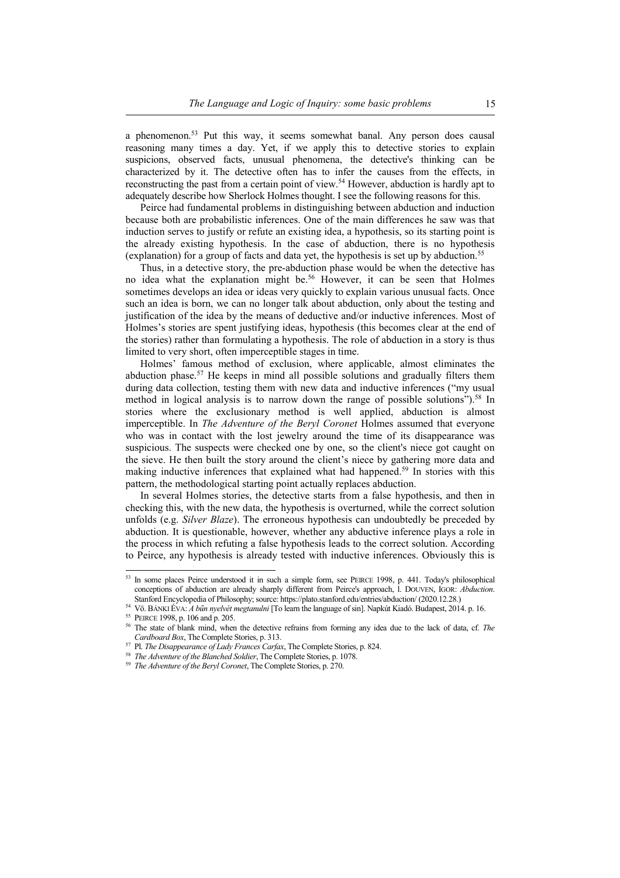a phenomenon.[53] Put this way, it seems somewhat banal. Any person does causal reasoning many times a day. Yet, if we apply this to detective stories to explain suspicions, observed facts, unusual phenomena, the detective's thinking can be characterized by it. The detective often has to infer the causes from the effects, in reconstructing the past from a certain point of view.[54] However, abduction is hardly apt to adequately describe how Sherlock Holmes thought. I see the following reasons for this.

Peirce had fundamental problems in distinguishing between abduction and induction because both are probabilistic inferences. One of the main differences he saw was that induction serves to justify or refute an existing idea, a hypothesis, so its starting point is the already existing hypothesis. In the case of abduction, there is no hypothesis (explanation) for a group of facts and data yet, the hypothesis is set up by abduction.[55]

Thus, in a detective story, the pre-abduction phase would be when the detective has no idea what the explanation might be.[56] However, it can be seen that Holmes sometimes develops an idea or ideas very quickly to explain various unusual facts. Once such an idea is born, we can no longer talk about abduction, only about the testing and justification of the idea by the means of deductive and/or inductive inferences. Most of Holmes's stories are spent justifying ideas, hypothesis (this becomes clear at the end of the stories) rather than formulating a hypothesis. The role of abduction in a story is thus limited to very short, often imperceptible stages in time.

Holmes' famous method of exclusion, where applicable, almost eliminates the abduction phase.[57] He keeps in mind all possible solutions and gradually filters them during data collection, testing them with new data and inductive inferences ("my usual method in logical analysis is to narrow down the range of possible solutions").[58] In stories where the exclusionary method is well applied, abduction is almost imperceptible. In *The Adventure of the Beryl Coronet* Holmes assumed that everyone who was in contact with the lost jewelry around the time of its disappearance was suspicious. The suspects were checked one by one, so the client's niece got caught on the sieve. He then built the story around the client's niece by gathering more data and making inductive inferences that explained what had happened.[59] In stories with this pattern, the methodological starting point actually replaces abduction.

In several Holmes stories, the detective starts from a false hypothesis, and then in checking this, with the new data, the hypothesis is overturned, while the correct solution unfolds (e.g. *Silver Blaze*). The erroneous hypothesis can undoubtedly be preceded by abduction. It is questionable, however, whether any abductive inference plays a role in the process in which refuting a false hypothesis leads to the correct solution. According to Peirce, any hypothesis is already tested with inductive inferences. Obviously this is

---

[53] In some places Peirce understood it in such a simple form, see PEIRCE 1998, p. 441. Today's philosophical conceptions of abduction are already sharply different from Peirce's approach, l. DOUVEN, IGOR: *Abduction*. Stanford Encyclopedia of Philosophy; source: https://plato.stanford.edu/entries/abduction/ (2020.12.28.)

[54] Vö. BÁNKI ÉVA: *A bűn nyelvét megtanulni* [To learn the language of sin]. Napkút Kiadó. Budapest, 2014. p. 16.

[55] PEIRCE 1998, p. 106 and p. 205.

[56] The state of blank mind, when the detective refrains from forming any idea due to the lack of data, cf. *The Cardboard Box*, The Complete Stories, p. 313.

[57] Pl. *The Disappearance of Lady Frances Carfax*, The Complete Stories, p. 824.

[58] *The Adventure of the Blanched Soldier*, The Complete Stories, p. 1078.

[59] *The Adventure of the Beryl Coronet*, The Complete Stories, p. 270.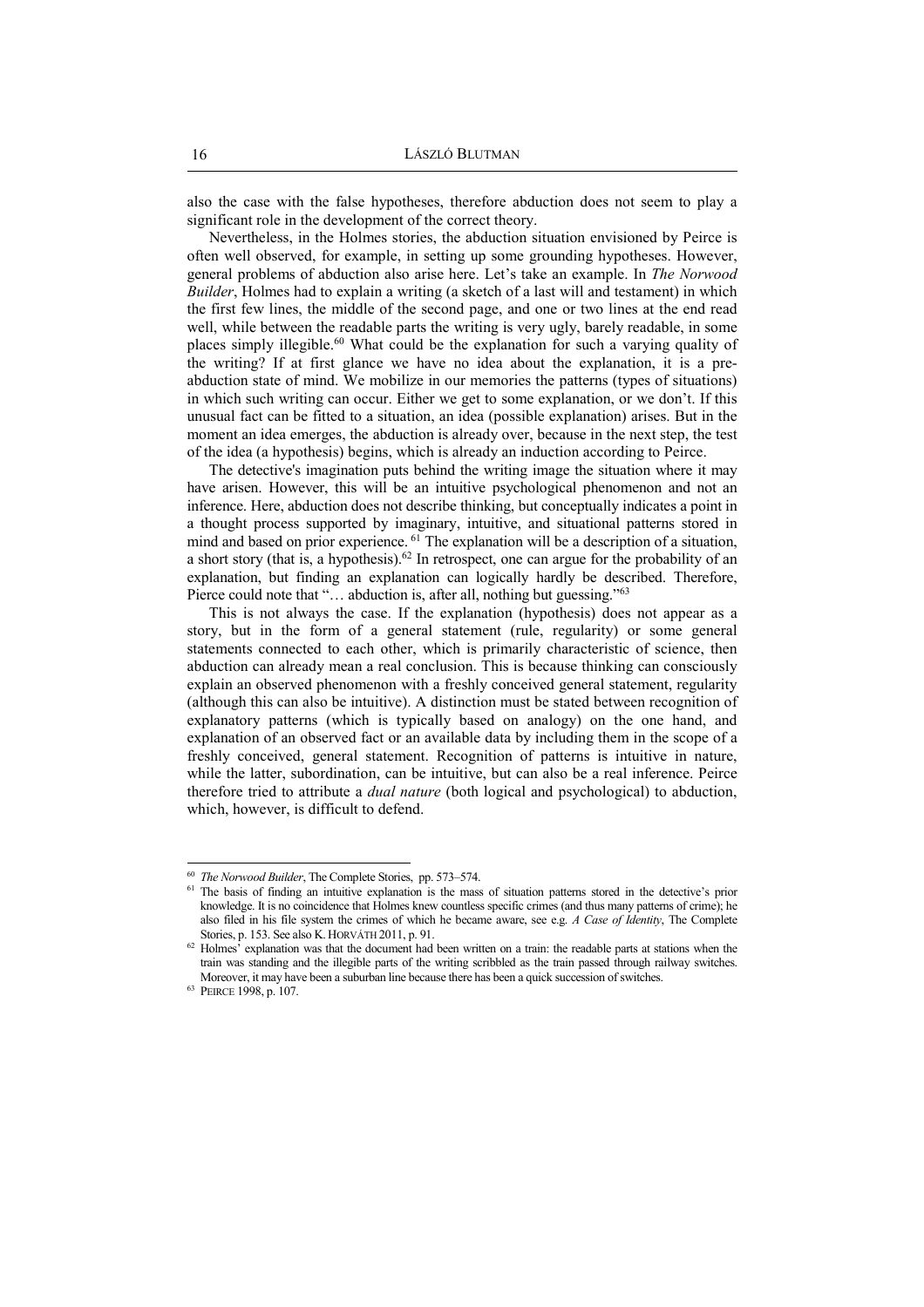also the case with the false hypotheses, therefore abduction does not seem to play a significant role in the development of the correct theory.

Nevertheless, in the Holmes stories, the abduction situation envisioned by Peirce is often well observed, for example, in setting up some grounding hypotheses. However, general problems of abduction also arise here. Let's take an example. In *The Norwood Builder*, Holmes had to explain a writing (a sketch of a last will and testament) in which the first few lines, the middle of the second page, and one or two lines at the end read well, while between the readable parts the writing is very ugly, barely readable, in some places simply illegible.[60] What could be the explanation for such a varying quality of the writing? If at first glance we have no idea about the explanation, it is a pre-abduction state of mind. We mobilize in our memories the patterns (types of situations) in which such writing can occur. Either we get to some explanation, or we don't. If this unusual fact can be fitted to a situation, an idea (possible explanation) arises. But in the moment an idea emerges, the abduction is already over, because in the next step, the test of the idea (a hypothesis) begins, which is already an induction according to Peirce.

The detective's imagination puts behind the writing image the situation where it may have arisen. However, this will be an intuitive psychological phenomenon and not an inference. Here, abduction does not describe thinking, but conceptually indicates a point in a thought process supported by imaginary, intuitive, and situational patterns stored in mind and based on prior experience. [61] The explanation will be a description of a situation, a short story (that is, a hypothesis).[62] In retrospect, one can argue for the probability of an explanation, but finding an explanation can logically hardly be described. Therefore, Pierce could note that "… abduction is, after all, nothing but guessing."[63]

This is not always the case. If the explanation (hypothesis) does not appear as a story, but in the form of a general statement (rule, regularity) or some general statements connected to each other, which is primarily characteristic of science, then abduction can already mean a real conclusion. This is because thinking can consciously explain an observed phenomenon with a freshly conceived general statement, regularity (although this can also be intuitive). A distinction must be stated between recognition of explanatory patterns (which is typically based on analogy) on the one hand, and explanation of an observed fact or an available data by including them in the scope of a freshly conceived, general statement. Recognition of patterns is intuitive in nature, while the latter, subordination, can be intuitive, but can also be a real inference. Peirce therefore tried to attribute a *dual nature* (both logical and psychological) to abduction, which, however, is difficult to defend.

---

[60] *The Norwood Builder*, The Complete Stories, pp. 573–574.

[61] The basis of finding an intuitive explanation is the mass of situation patterns stored in the detective's prior knowledge. It is no coincidence that Holmes knew countless specific crimes (and thus many patterns of crime); he also filed in his file system the crimes of which he became aware, see e.g. *A Case of Identity*, The Complete Stories, p. 153. See also K. HORVÁTH 2011, p. 91.

[62] Holmes' explanation was that the document had been written on a train: the readable parts at stations when the train was standing and the illegible parts of the writing scribbled as the train passed through railway switches. Moreover, it may have been a suburban line because there has been a quick succession of switches.

[63] PEIRCE 1998, p. 107.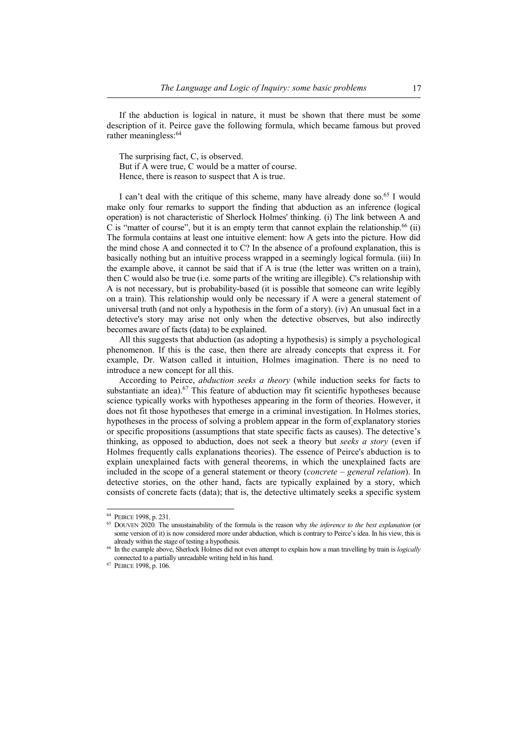If the abduction is logical in nature, it must be shown that there must be some description of it. Peirce gave the following formula, which became famous but proved rather meaningless:[64]

> The surprising fact, C, is observed.
> But if A were true, C would be a matter of course.
> Hence, there is reason to suspect that A is true.

I can't deal with the critique of this scheme, many have already done so.[65] I would make only four remarks to support the finding that abduction as an inference (logical operation) is not characteristic of Sherlock Holmes' thinking. (i) The link between A and C is "matter of course", but it is an empty term that cannot explain the relationship.[66] (ii) The formula contains at least one intuitive element: how A gets into the picture. How did the mind chose A and connected it to C? In the absence of a profound explanation, this is basically nothing but an intuitive process wrapped in a seemingly logical formula. (iii) In the example above, it cannot be said that if A is true (the letter was written on a train), then C would also be true (i.e. some parts of the writing are illegible). C's relationship with A is not necessary, but is probability-based (it is possible that someone can write legibly on a train). This relationship would only be necessary if A were a general statement of universal truth (and not only a hypothesis in the form of a story). (iv) An unusual fact in a detective's story may arise not only when the detective observes, but also indirectly becomes aware of facts (data) to be explained.

All this suggests that abduction (as adopting a hypothesis) is simply a psychological phenomenon. If this is the case, then there are already concepts that express it. For example, Dr. Watson called it intuition, Holmes imagination. There is no need to introduce a new concept for all this.

According to Peirce, *abduction seeks a theory* (while induction seeks for facts to substantiate an idea).[67] This feature of abduction may fit scientific hypotheses because science typically works with hypotheses appearing in the form of theories. However, it does not fit those hypotheses that emerge in a criminal investigation. In Holmes stories, hypotheses in the process of solving a problem appear in the form of explanatory stories or specific propositions (assumptions that state specific facts as causes). The detective's thinking, as opposed to abduction, does not seek a theory but *seeks a story* (even if Holmes frequently calls explanations theories). The essence of Peirce's abduction is to explain unexplained facts with general theorems, in which the unexplained facts are included in the scope of a general statement or theory (*concrete – general relation*). In detective stories, on the other hand, facts are typically explained by a story, which consists of concrete facts (data); that is, the detective ultimately seeks a specific system

---

[64] PEIRCE 1998, p. 231.

[65] DOUVEN 2020. The unsustainability of the formula is the reason why *the inference to the best explanation* (or some version of it) is now considered more under abduction, which is contrary to Peirce's idea. In his view, this is already within the stage of testing a hypothesis.

[66] In the example above, Sherlock Holmes did not even attempt to explain how a man travelling by train is *logically* connected to a partially unreadable writing held in his hand.

[67] PEIRCE 1998, p. 106.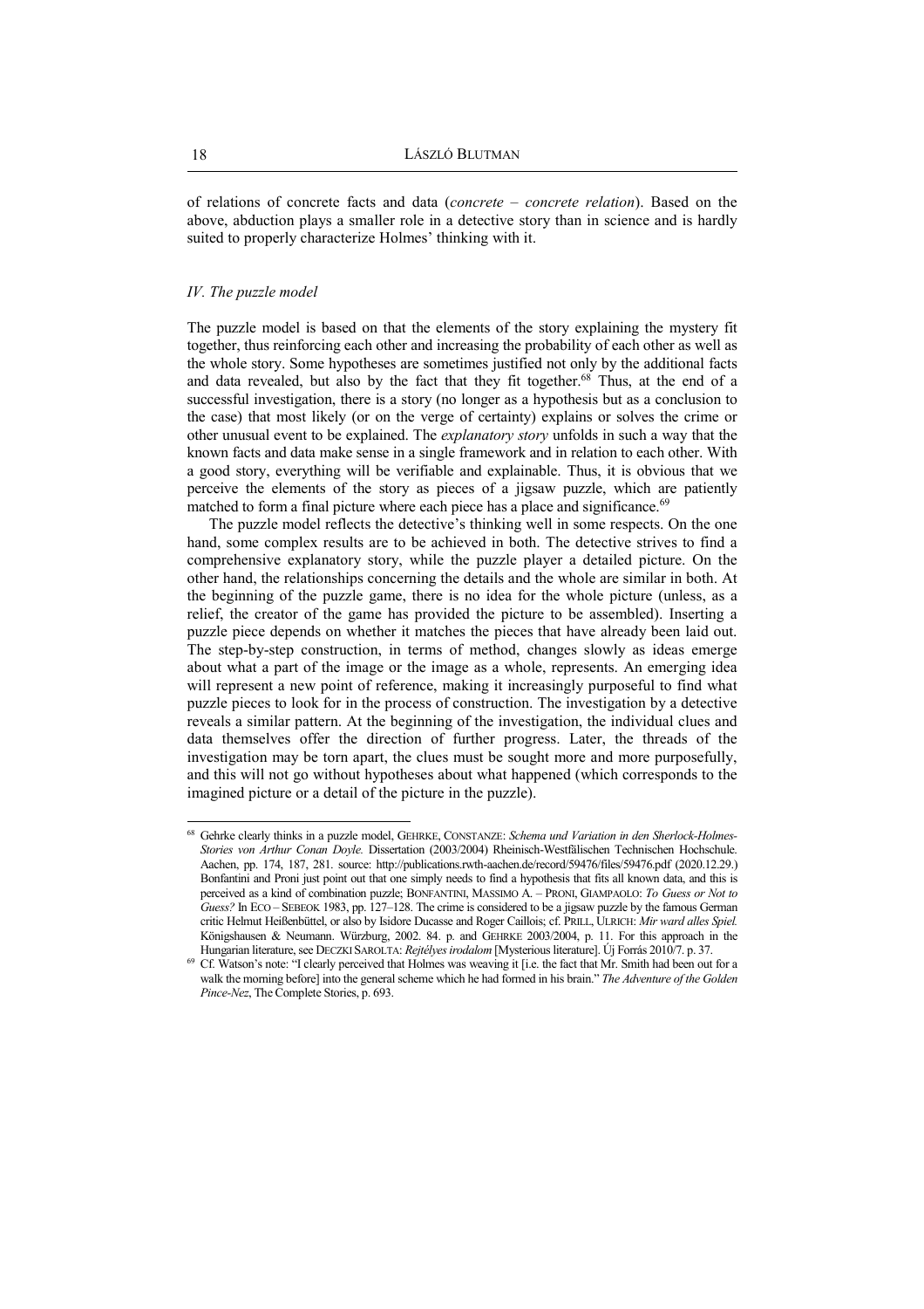of relations of concrete facts and data (*concrete – concrete relation*). Based on the above, abduction plays a smaller role in a detective story than in science and is hardly suited to properly characterize Holmes' thinking with it.

### *IV. The puzzle model*

The puzzle model is based on that the elements of the story explaining the mystery fit together, thus reinforcing each other and increasing the probability of each other as well as the whole story. Some hypotheses are sometimes justified not only by the additional facts and data revealed, but also by the fact that they fit together.[68] Thus, at the end of a successful investigation, there is a story (no longer as a hypothesis but as a conclusion to the case) that most likely (or on the verge of certainty) explains or solves the crime or other unusual event to be explained. The *explanatory story* unfolds in such a way that the known facts and data make sense in a single framework and in relation to each other. With a good story, everything will be verifiable and explainable. Thus, it is obvious that we perceive the elements of the story as pieces of a jigsaw puzzle, which are patiently matched to form a final picture where each piece has a place and significance.[69]

The puzzle model reflects the detective's thinking well in some respects. On the one hand, some complex results are to be achieved in both. The detective strives to find a comprehensive explanatory story, while the puzzle player a detailed picture. On the other hand, the relationships concerning the details and the whole are similar in both. At the beginning of the puzzle game, there is no idea for the whole picture (unless, as a relief, the creator of the game has provided the picture to be assembled). Inserting a puzzle piece depends on whether it matches the pieces that have already been laid out. The step-by-step construction, in terms of method, changes slowly as ideas emerge about what a part of the image or the image as a whole, represents. An emerging idea will represent a new point of reference, making it increasingly purposeful to find what puzzle pieces to look for in the process of construction. The investigation by a detective reveals a similar pattern. At the beginning of the investigation, the individual clues and data themselves offer the direction of further progress. Later, the threads of the investigation may be torn apart, the clues must be sought more and more purposefully, and this will not go without hypotheses about what happened (which corresponds to the imagined picture or a detail of the picture in the puzzle).

---

[68] Gehrke clearly thinks in a puzzle model, GEHRKE, CONSTANZE: *Schema und Variation in den Sherlock-Holmes-Stories von Arthur Conan Doyle.* Dissertation (2003/2004) Rheinisch-Westfälischen Technischen Hochschule. Aachen, pp. 174, 187, 281. source: http://publications.rwth-aachen.de/record/59476/files/59476.pdf (2020.12.29.) Bonfantini and Proni just point out that one simply needs to find a hypothesis that fits all known data, and this is perceived as a kind of combination puzzle; BONFANTINI, MASSIMO A. – PRONI, GIAMPAOLO: *To Guess or Not to Guess?* In ECO – SEBEOK 1983, pp. 127–128. The crime is considered to be a jigsaw puzzle by the famous German critic Helmut Heißenbüttel, or also by Isidore Ducasse and Roger Caillois; cf. PRILL, ULRICH: *Mir ward alles Spiel.* Königshausen & Neumann. Würzburg, 2002. 84. p. and GEHRKE 2003/2004, p. 11. For this approach in the Hungarian literature, see DECZKI SAROLTA: *Rejtélyes irodalom* [Mysterious literature]. Új Forrás 2010/7. p. 37.

[69] Cf. Watson's note: "I clearly perceived that Holmes was weaving it [i.e. the fact that Mr. Smith had been out for a walk the morning before] into the general scheme which he had formed in his brain." *The Adventure of the Golden Pince-Nez*, The Complete Stories, p. 693.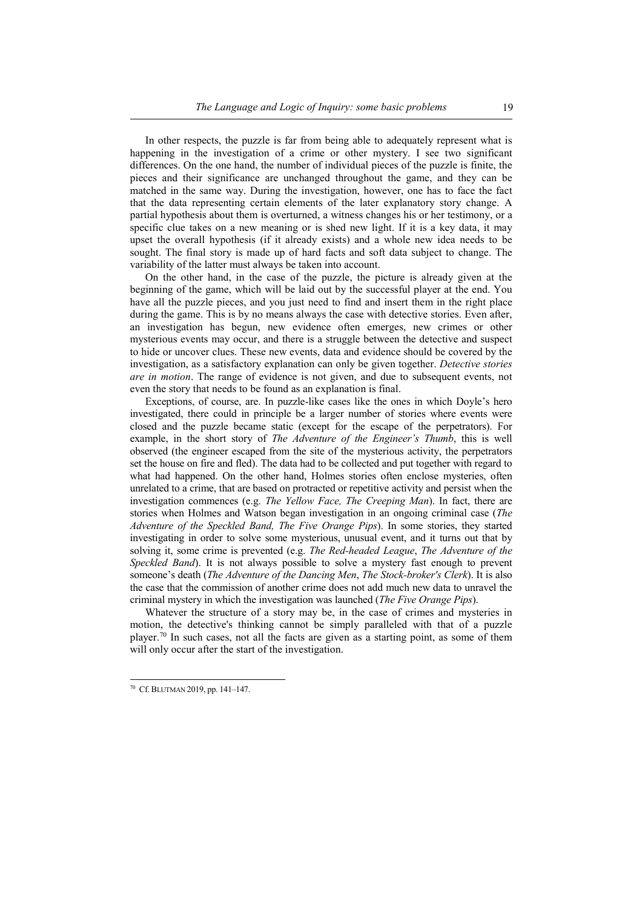In other respects, the puzzle is far from being able to adequately represent what is happening in the investigation of a crime or other mystery. I see two significant differences. On the one hand, the number of individual pieces of the puzzle is finite, the pieces and their significance are unchanged throughout the game, and they can be matched in the same way. During the investigation, however, one has to face the fact that the data representing certain elements of the later explanatory story change. A partial hypothesis about them is overturned, a witness changes his or her testimony, or a specific clue takes on a new meaning or is shed new light. If it is a key data, it may upset the overall hypothesis (if it already exists) and a whole new idea needs to be sought. The final story is made up of hard facts and soft data subject to change. The variability of the latter must always be taken into account.

On the other hand, in the case of the puzzle, the picture is already given at the beginning of the game, which will be laid out by the successful player at the end. You have all the puzzle pieces, and you just need to find and insert them in the right place during the game. This is by no means always the case with detective stories. Even after, an investigation has begun, new evidence often emerges, new crimes or other mysterious events may occur, and there is a struggle between the detective and suspect to hide or uncover clues. These new events, data and evidence should be covered by the investigation, as a satisfactory explanation can only be given together. *Detective stories are in motion*. The range of evidence is not given, and due to subsequent events, not even the story that needs to be found as an explanation is final.

Exceptions, of course, are. In puzzle-like cases like the ones in which Doyle's hero investigated, there could in principle be a larger number of stories where events were closed and the puzzle became static (except for the escape of the perpetrators). For example, in the short story of *The Adventure of the Engineer's Thumb*, this is well observed (the engineer escaped from the site of the mysterious activity, the perpetrators set the house on fire and fled). The data had to be collected and put together with regard to what had happened. On the other hand, Holmes stories often enclose mysteries, often unrelated to a crime, that are based on protracted or repetitive activity and persist when the investigation commences (e.g. *The Yellow Face, The Creeping Man*). In fact, there are stories when Holmes and Watson began investigation in an ongoing criminal case (*The Adventure of the Speckled Band, The Five Orange Pips*). In some stories, they started investigating in order to solve some mysterious, unusual event, and it turns out that by solving it, some crime is prevented (e.g. *The Red-headed League*, *The Adventure of the Speckled Band*). It is not always possible to solve a mystery fast enough to prevent someone's death (*The Adventure of the Dancing Men*, *The Stock-broker's Clerk*). It is also the case that the commission of another crime does not add much new data to unravel the criminal mystery in which the investigation was launched (*The Five Orange Pips*).

Whatever the structure of a story may be, in the case of crimes and mysteries in motion, the detective's thinking cannot be simply paralleled with that of a puzzle player.[70] In such cases, not all the facts are given as a starting point, as some of them will only occur after the start of the investigation.

---

[70] Cf. BLUTMAN 2019, pp. 141–147.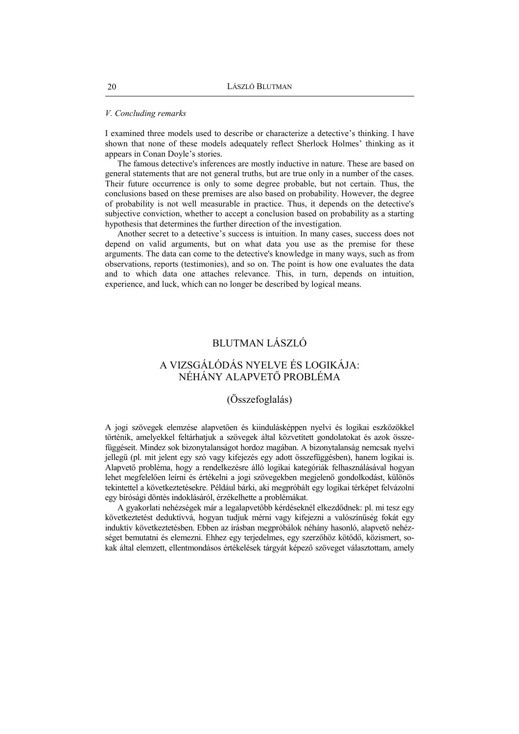*V. Concluding remarks*

I examined three models used to describe or characterize a detective's thinking. I have shown that none of these models adequately reflect Sherlock Holmes' thinking as it appears in Conan Doyle's stories.

The famous detective's inferences are mostly inductive in nature. These are based on general statements that are not general truths, but are true only in a number of the cases. Their future occurrence is only to some degree probable, but not certain. Thus, the conclusions based on these premises are also based on probability. However, the degree of probability is not well measurable in practice. Thus, it depends on the detective's subjective conviction, whether to accept a conclusion based on probability as a starting hypothesis that determines the further direction of the investigation.

Another secret to a detective's success is intuition. In many cases, success does not depend on valid arguments, but on what data you use as the premise for these arguments. The data can come to the detective's knowledge in many ways, such as from observations, reports (testimonies), and so on. The point is how one evaluates the data and to which data one attaches relevance. This, in turn, depends on intuition, experience, and luck, which can no longer be described by logical means.

# BLUTMAN LÁSZLÓ

# A VIZSGÁLÓDÁS NYELVE ÉS LOGIKÁJA: NÉHÁNY ALAPVETŐ PROBLÉMA

## (Összefoglalás)

A jogi szövegek elemzése alapvetően és kiindulásképpen nyelvi és logikai eszközökkel történik, amelyekkel feltárhatjuk a szövegek által közvetített gondolatokat és azok összefüggéseit. Mindez sok bizonytalanságot hordoz magában. A bizonytalanság nemcsak nyelvi jellegű (pl. mit jelent egy szó vagy kifejezés egy adott összefüggésben), hanem logikai is. Alapvető probléma, hogy a rendelkezésre álló logikai kategóriák felhasználásával hogyan lehet megfelelően leírni és értékelni a jogi szövegekben megjelenő gondolkodást, különös tekintettel a következtetésekre. Például bárki, aki megpróbált egy logikai térképet felvázolni egy bírósági döntés indoklásáról, érzékelhette a problémákat.

A gyakorlati nehézségek már a legalapvetőbb kérdéseknél elkezdődnek: pl. mi tesz egy következtetést deduktívvá, hogyan tudjuk mérni vagy kifejezni a valószínűség fokát egy induktív következtetésben. Ebben az írásban megpróbálok néhány hasonló, alapvető nehézséget bemutatni és elemezni. Ehhez egy terjedelmes, egy szerzőhöz kötődő, közismert, sokak által elemzett, ellentmondásos értékelések tárgyát képező szöveget választottam, amely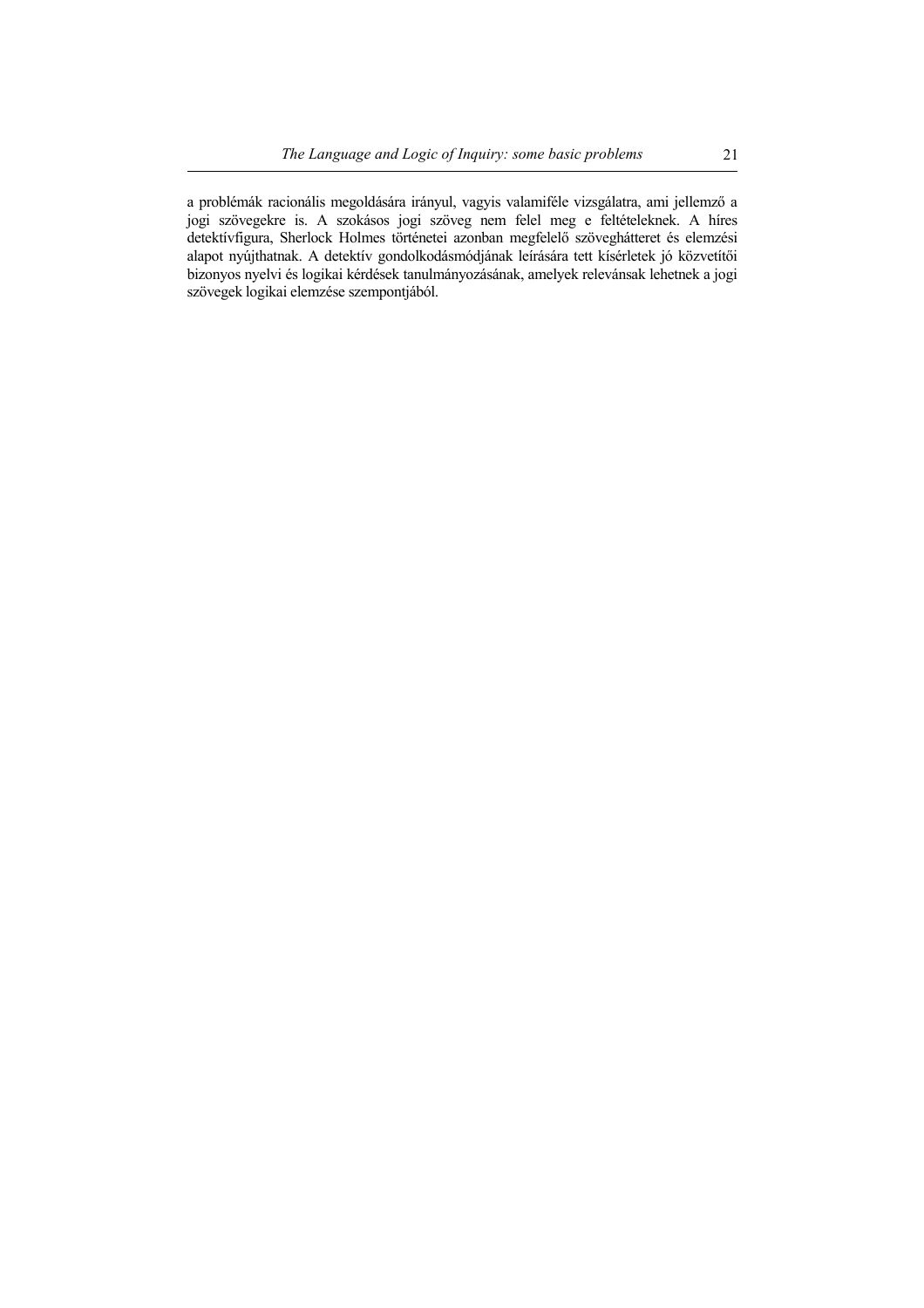a problémák racionális megoldására irányul, vagyis valamiféle vizsgálatra, ami jellemző a jogi szövegekre is. A szokásos jogi szöveg nem felel meg e feltételeknek. A híres detektívfigura, Sherlock Holmes történetei azonban megfelelő szöveghátteret és elemzési alapot nyújthatnak. A detektív gondolkodásmódjának leírására tett kísérletek jó közvetítői bizonyos nyelvi és logikai kérdések tanulmányozásának, amelyek relevánsak lehetnek a jogi szövegek logikai elemzése szempontjából.